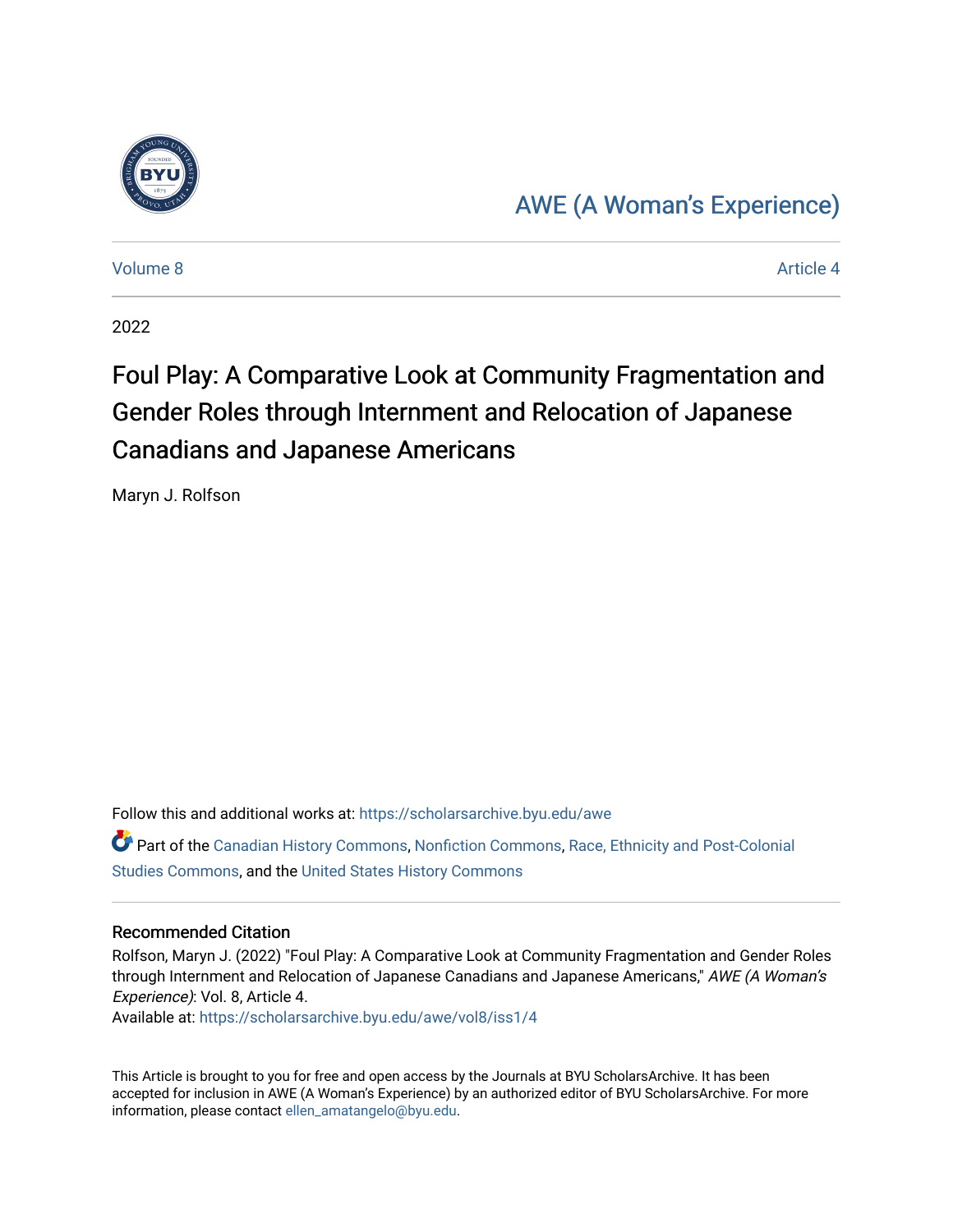AWE (A Woman's Experience)

Volume 8 | Article 4

2022

# Foul Play: A Comparative Look at Community Fragmentation and Gender Roles through Internment and Relocation of Japanese Canadians and Japanese Americans

Maryn J. Rolfson

Follow this and additional works at: https://scholarsarchive.byu.edu/awe

Part of the Canadian History Commons, Nonfiction Commons, Race, Ethnicity and Post-Colonial Studies Commons, and the United States History Commons

### Recommended Citation

Rolfson, Maryn J. (2022) "Foul Play: A Comparative Look at Community Fragmentation and Gender Roles through Internment and Relocation of Japanese Canadians and Japanese Americans," *AWE (A Woman's Experience)*: Vol. 8, Article 4.
Available at: https://scholarsarchive.byu.edu/awe/vol8/iss1/4

This Article is brought to you for free and open access by the Journals at BYU ScholarsArchive. It has been accepted for inclusion in AWE (A Woman's Experience) by an authorized editor of BYU ScholarsArchive. For more information, please contact ellen_amatangelo@byu.edu.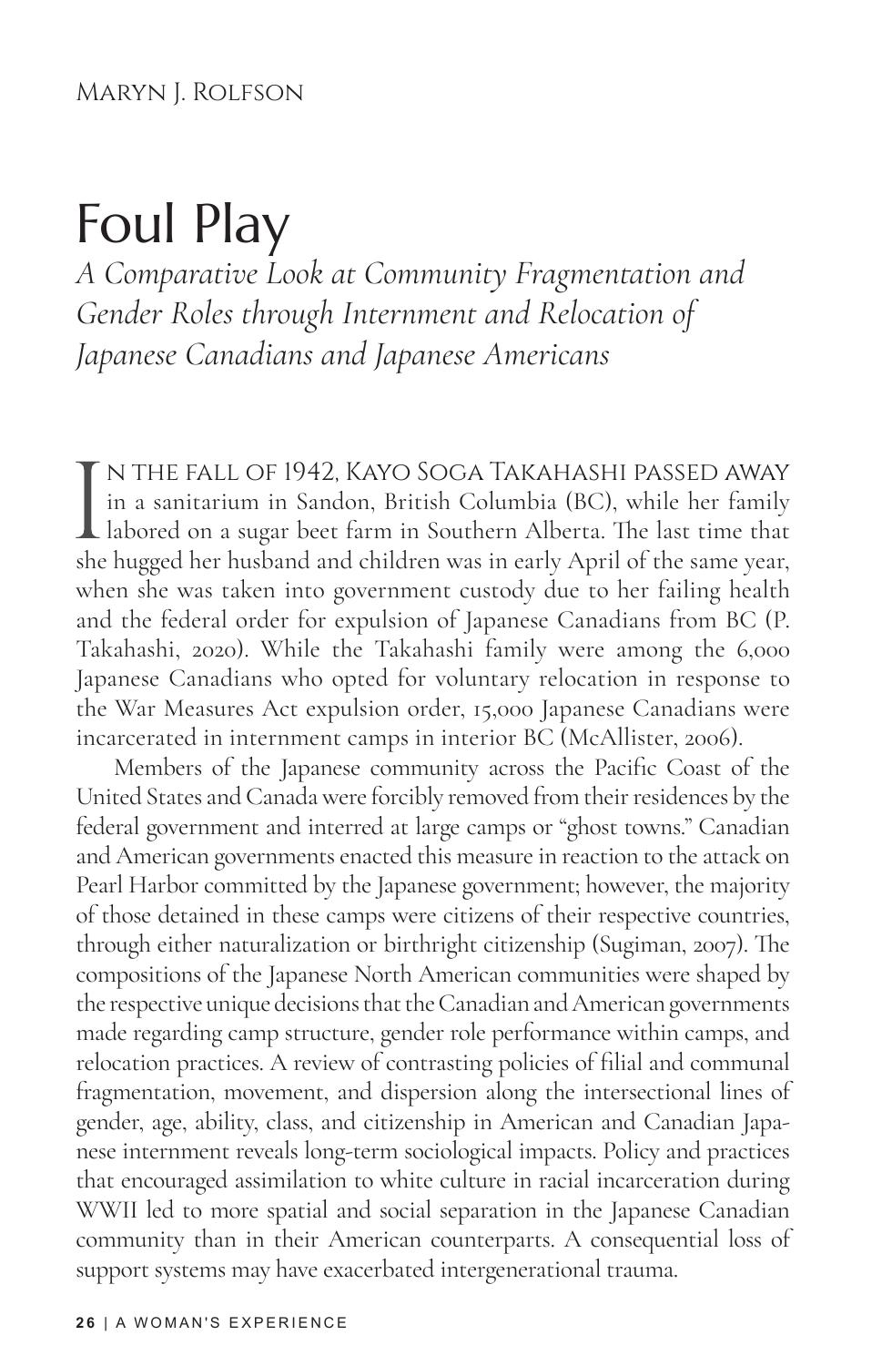Maryn J. Rolfson

# Foul Play

*A Comparative Look at Community Fragmentation and Gender Roles through Internment and Relocation of Japanese Canadians and Japanese Americans*

In the fall of 1942, Kayo Soga Takahashi passed away in a sanitarium in Sandon, British Columbia (BC), while her family labored on a sugar beet farm in Southern Alberta. The last time that she hugged her husband and children was in early April of the same year, when she was taken into government custody due to her failing health and the federal order for expulsion of Japanese Canadians from BC (P. Takahashi, 2020). While the Takahashi family were among the 6,000 Japanese Canadians who opted for voluntary relocation in response to the War Measures Act expulsion order, 15,000 Japanese Canadians were incarcerated in internment camps in interior BC (McAllister, 2006).

Members of the Japanese community across the Pacific Coast of the United States and Canada were forcibly removed from their residences by the federal government and interred at large camps or "ghost towns." Canadian and American governments enacted this measure in reaction to the attack on Pearl Harbor committed by the Japanese government; however, the majority of those detained in these camps were citizens of their respective countries, through either naturalization or birthright citizenship (Sugiman, 2007). The compositions of the Japanese North American communities were shaped by the respective unique decisions that the Canadian and American governments made regarding camp structure, gender role performance within camps, and relocation practices. A review of contrasting policies of filial and communal fragmentation, movement, and dispersion along the intersectional lines of gender, age, ability, class, and citizenship in American and Canadian Japanese internment reveals long-term sociological impacts. Policy and practices that encouraged assimilation to white culture in racial incarceration during WWII led to more spatial and social separation in the Japanese Canadian community than in their American counterparts. A consequential loss of support systems may have exacerbated intergenerational trauma.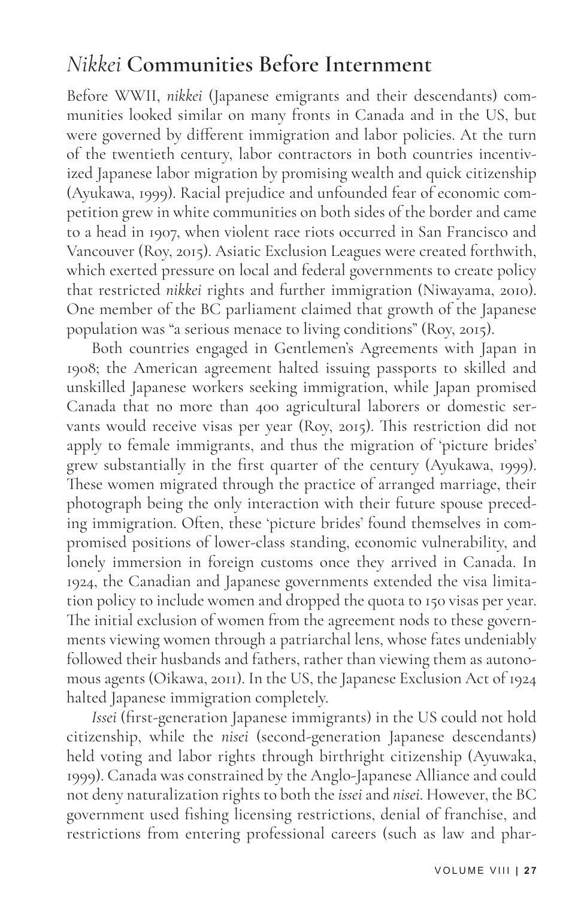## *Nikkei* Communities Before Internment

Before WWII, *nikkei* (Japanese emigrants and their descendants) communities looked similar on many fronts in Canada and in the US, but were governed by different immigration and labor policies. At the turn of the twentieth century, labor contractors in both countries incentivized Japanese labor migration by promising wealth and quick citizenship (Ayukawa, 1999). Racial prejudice and unfounded fear of economic competition grew in white communities on both sides of the border and came to a head in 1907, when violent race riots occurred in San Francisco and Vancouver (Roy, 2015). Asiatic Exclusion Leagues were created forthwith, which exerted pressure on local and federal governments to create policy that restricted *nikkei* rights and further immigration (Niwayama, 2010). One member of the BC parliament claimed that growth of the Japanese population was "a serious menace to living conditions" (Roy, 2015).

Both countries engaged in Gentlemen's Agreements with Japan in 1908; the American agreement halted issuing passports to skilled and unskilled Japanese workers seeking immigration, while Japan promised Canada that no more than 400 agricultural laborers or domestic servants would receive visas per year (Roy, 2015). This restriction did not apply to female immigrants, and thus the migration of 'picture brides' grew substantially in the first quarter of the century (Ayukawa, 1999). These women migrated through the practice of arranged marriage, their photograph being the only interaction with their future spouse preceding immigration. Often, these 'picture brides' found themselves in compromised positions of lower-class standing, economic vulnerability, and lonely immersion in foreign customs once they arrived in Canada. In 1924, the Canadian and Japanese governments extended the visa limitation policy to include women and dropped the quota to 150 visas per year. The initial exclusion of women from the agreement nods to these governments viewing women through a patriarchal lens, whose fates undeniably followed their husbands and fathers, rather than viewing them as autonomous agents (Oikawa, 2011). In the US, the Japanese Exclusion Act of 1924 halted Japanese immigration completely.

*Issei* (first-generation Japanese immigrants) in the US could not hold citizenship, while the *nisei* (second-generation Japanese descendants) held voting and labor rights through birthright citizenship (Ayuwaka, 1999). Canada was constrained by the Anglo-Japanese Alliance and could not deny naturalization rights to both the *issei* and *nisei*. However, the BC government used fishing licensing restrictions, denial of franchise, and restrictions from entering professional careers (such as law and phar-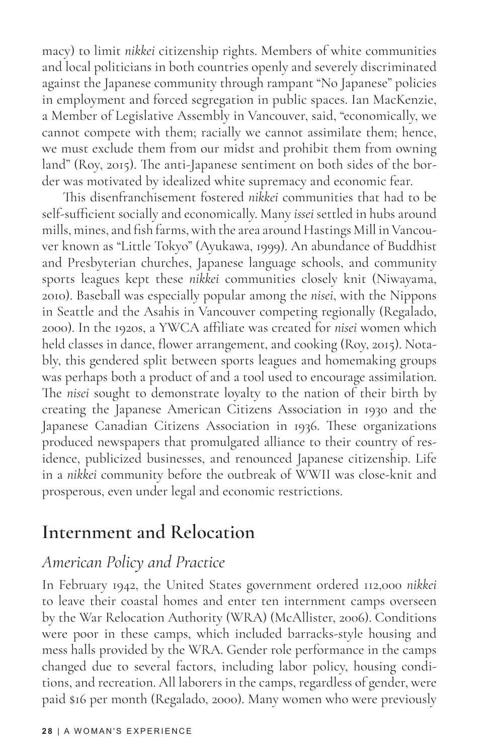macy) to limit *nikkei* citizenship rights. Members of white communities and local politicians in both countries openly and severely discriminated against the Japanese community through rampant "No Japanese" policies in employment and forced segregation in public spaces. Ian MacKenzie, a Member of Legislative Assembly in Vancouver, said, "economically, we cannot compete with them; racially we cannot assimilate them; hence, we must exclude them from our midst and prohibit them from owning land" (Roy, 2015). The anti-Japanese sentiment on both sides of the border was motivated by idealized white supremacy and economic fear.

This disenfranchisement fostered *nikkei* communities that had to be self-sufficient socially and economically. Many *issei* settled in hubs around mills, mines, and fish farms, with the area around Hastings Mill in Vancouver known as "Little Tokyo" (Ayukawa, 1999). An abundance of Buddhist and Presbyterian churches, Japanese language schools, and community sports leagues kept these *nikkei* communities closely knit (Niwayama, 2010). Baseball was especially popular among the *nisei*, with the Nippons in Seattle and the Asahis in Vancouver competing regionally (Regalado, 2000). In the 1920s, a YWCA affiliate was created for *nisei* women which held classes in dance, flower arrangement, and cooking (Roy, 2015). Notably, this gendered split between sports leagues and homemaking groups was perhaps both a product of and a tool used to encourage assimilation. The *nisei* sought to demonstrate loyalty to the nation of their birth by creating the Japanese American Citizens Association in 1930 and the Japanese Canadian Citizens Association in 1936. These organizations produced newspapers that promulgated alliance to their country of residence, publicized businesses, and renounced Japanese citizenship. Life in a *nikkei* community before the outbreak of WWII was close-knit and prosperous, even under legal and economic restrictions.

## Internment and Relocation

### *American Policy and Practice*

In February 1942, the United States government ordered 112,000 *nikkei* to leave their coastal homes and enter ten internment camps overseen by the War Relocation Authority (WRA) (McAllister, 2006). Conditions were poor in these camps, which included barracks-style housing and mess halls provided by the WRA. Gender role performance in the camps changed due to several factors, including labor policy, housing conditions, and recreation. All laborers in the camps, regardless of gender, were paid $16 per month (Regalado, 2000). Many women who were previously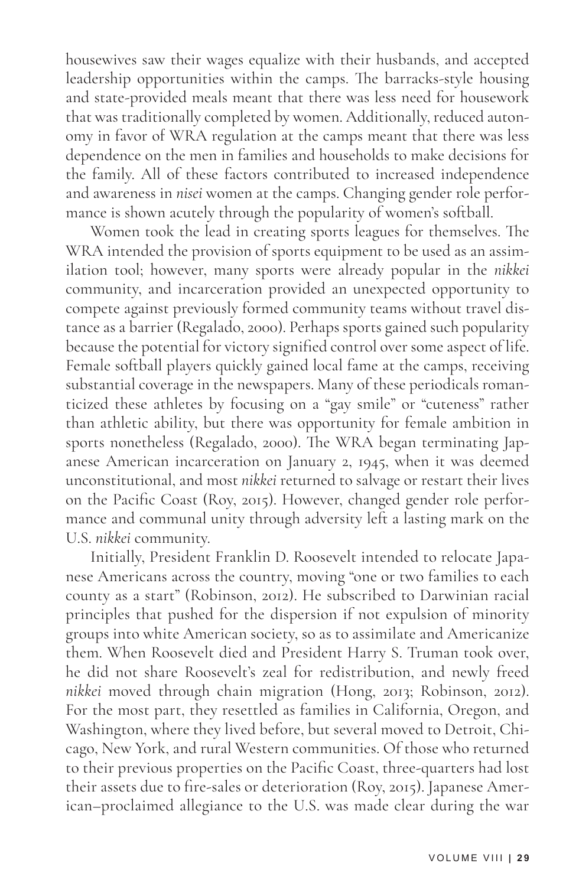housewives saw their wages equalize with their husbands, and accepted leadership opportunities within the camps. The barracks-style housing and state-provided meals meant that there was less need for housework that was traditionally completed by women. Additionally, reduced autonomy in favor of WRA regulation at the camps meant that there was less dependence on the men in families and households to make decisions for the family. All of these factors contributed to increased independence and awareness in *nisei* women at the camps. Changing gender role performance is shown acutely through the popularity of women's softball.

Women took the lead in creating sports leagues for themselves. The WRA intended the provision of sports equipment to be used as an assimilation tool; however, many sports were already popular in the *nikkei* community, and incarceration provided an unexpected opportunity to compete against previously formed community teams without travel distance as a barrier (Regalado, 2000). Perhaps sports gained such popularity because the potential for victory signified control over some aspect of life. Female softball players quickly gained local fame at the camps, receiving substantial coverage in the newspapers. Many of these periodicals romanticized these athletes by focusing on a "gay smile" or "cuteness" rather than athletic ability, but there was opportunity for female ambition in sports nonetheless (Regalado, 2000). The WRA began terminating Japanese American incarceration on January 2, 1945, when it was deemed unconstitutional, and most *nikkei* returned to salvage or restart their lives on the Pacific Coast (Roy, 2015). However, changed gender role performance and communal unity through adversity left a lasting mark on the U.S. *nikkei* community.

Initially, President Franklin D. Roosevelt intended to relocate Japanese Americans across the country, moving "one or two families to each county as a start" (Robinson, 2012). He subscribed to Darwinian racial principles that pushed for the dispersion if not expulsion of minority groups into white American society, so as to assimilate and Americanize them. When Roosevelt died and President Harry S. Truman took over, he did not share Roosevelt's zeal for redistribution, and newly freed *nikkei* moved through chain migration (Hong, 2013; Robinson, 2012). For the most part, they resettled as families in California, Oregon, and Washington, where they lived before, but several moved to Detroit, Chicago, New York, and rural Western communities. Of those who returned to their previous properties on the Pacific Coast, three-quarters had lost their assets due to fire-sales or deterioration (Roy, 2015). Japanese American–proclaimed allegiance to the U.S. was made clear during the war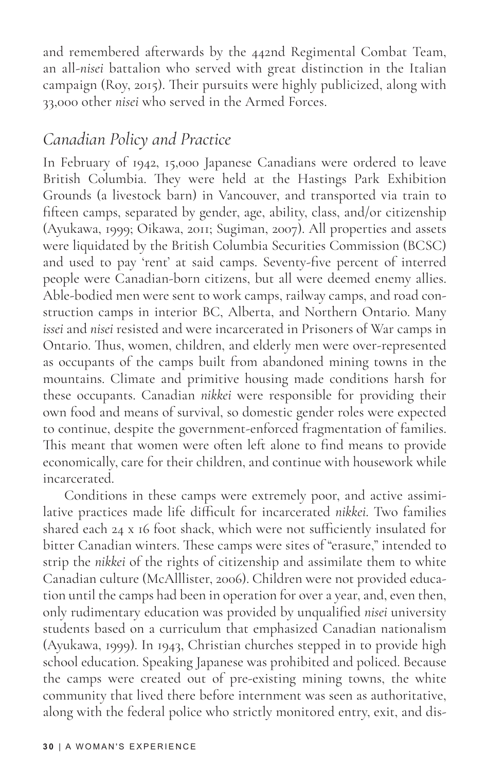and remembered afterwards by the 442nd Regimental Combat Team, an all-*nisei* battalion who served with great distinction in the Italian campaign (Roy, 2015). Their pursuits were highly publicized, along with 33,000 other *nisei* who served in the Armed Forces.

## *Canadian Policy and Practice*

In February of 1942, 15,000 Japanese Canadians were ordered to leave British Columbia. They were held at the Hastings Park Exhibition Grounds (a livestock barn) in Vancouver, and transported via train to fifteen camps, separated by gender, age, ability, class, and/or citizenship (Ayukawa, 1999; Oikawa, 2011; Sugiman, 2007). All properties and assets were liquidated by the British Columbia Securities Commission (BCSC) and used to pay 'rent' at said camps. Seventy-five percent of interred people were Canadian-born citizens, but all were deemed enemy allies. Able-bodied men were sent to work camps, railway camps, and road construction camps in interior BC, Alberta, and Northern Ontario. Many *issei* and *nisei* resisted and were incarcerated in Prisoners of War camps in Ontario. Thus, women, children, and elderly men were over-represented as occupants of the camps built from abandoned mining towns in the mountains. Climate and primitive housing made conditions harsh for these occupants. Canadian *nikkei* were responsible for providing their own food and means of survival, so domestic gender roles were expected to continue, despite the government-enforced fragmentation of families. This meant that women were often left alone to find means to provide economically, care for their children, and continue with housework while incarcerated.

Conditions in these camps were extremely poor, and active assimilative practices made life difficult for incarcerated *nikkei*. Two families shared each 24 x 16 foot shack, which were not sufficiently insulated for bitter Canadian winters. These camps were sites of "erasure," intended to strip the *nikkei* of the rights of citizenship and assimilate them to white Canadian culture (McAlllister, 2006). Children were not provided education until the camps had been in operation for over a year, and, even then, only rudimentary education was provided by unqualified *nisei* university students based on a curriculum that emphasized Canadian nationalism (Ayukawa, 1999). In 1943, Christian churches stepped in to provide high school education. Speaking Japanese was prohibited and policed. Because the camps were created out of pre-existing mining towns, the white community that lived there before internment was seen as authoritative, along with the federal police who strictly monitored entry, exit, and dis-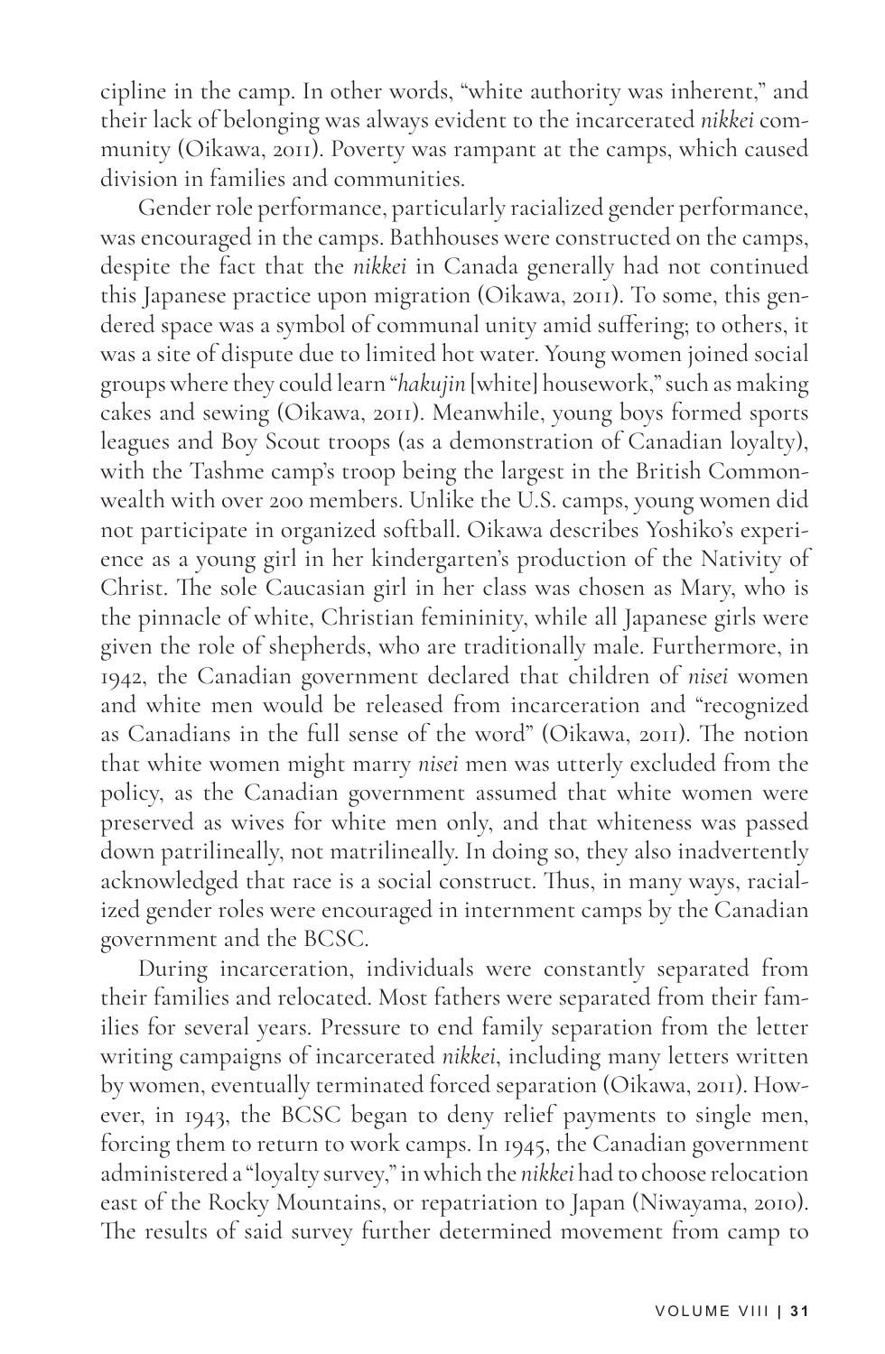cipline in the camp. In other words, "white authority was inherent," and their lack of belonging was always evident to the incarcerated *nikkei* community (Oikawa, 2011). Poverty was rampant at the camps, which caused division in families and communities.

Gender role performance, particularly racialized gender performance, was encouraged in the camps. Bathhouses were constructed on the camps, despite the fact that the *nikkei* in Canada generally had not continued this Japanese practice upon migration (Oikawa, 2011). To some, this gendered space was a symbol of communal unity amid suffering; to others, it was a site of dispute due to limited hot water. Young women joined social groups where they could learn "*hakujin* [white] housework," such as making cakes and sewing (Oikawa, 2011). Meanwhile, young boys formed sports leagues and Boy Scout troops (as a demonstration of Canadian loyalty), with the Tashme camp's troop being the largest in the British Commonwealth with over 200 members. Unlike the U.S. camps, young women did not participate in organized softball. Oikawa describes Yoshiko's experience as a young girl in her kindergarten's production of the Nativity of Christ. The sole Caucasian girl in her class was chosen as Mary, who is the pinnacle of white, Christian femininity, while all Japanese girls were given the role of shepherds, who are traditionally male. Furthermore, in 1942, the Canadian government declared that children of *nisei* women and white men would be released from incarceration and "recognized as Canadians in the full sense of the word" (Oikawa, 2011). The notion that white women might marry *nisei* men was utterly excluded from the policy, as the Canadian government assumed that white women were preserved as wives for white men only, and that whiteness was passed down patrilineally, not matrilineally. In doing so, they also inadvertently acknowledged that race is a social construct. Thus, in many ways, racialized gender roles were encouraged in internment camps by the Canadian government and the BCSC.

During incarceration, individuals were constantly separated from their families and relocated. Most fathers were separated from their families for several years. Pressure to end family separation from the letter writing campaigns of incarcerated *nikkei*, including many letters written by women, eventually terminated forced separation (Oikawa, 2011). However, in 1943, the BCSC began to deny relief payments to single men, forcing them to return to work camps. In 1945, the Canadian government administered a "loyalty survey," in which the *nikkei* had to choose relocation east of the Rocky Mountains, or repatriation to Japan (Niwayama, 2010). The results of said survey further determined movement from camp to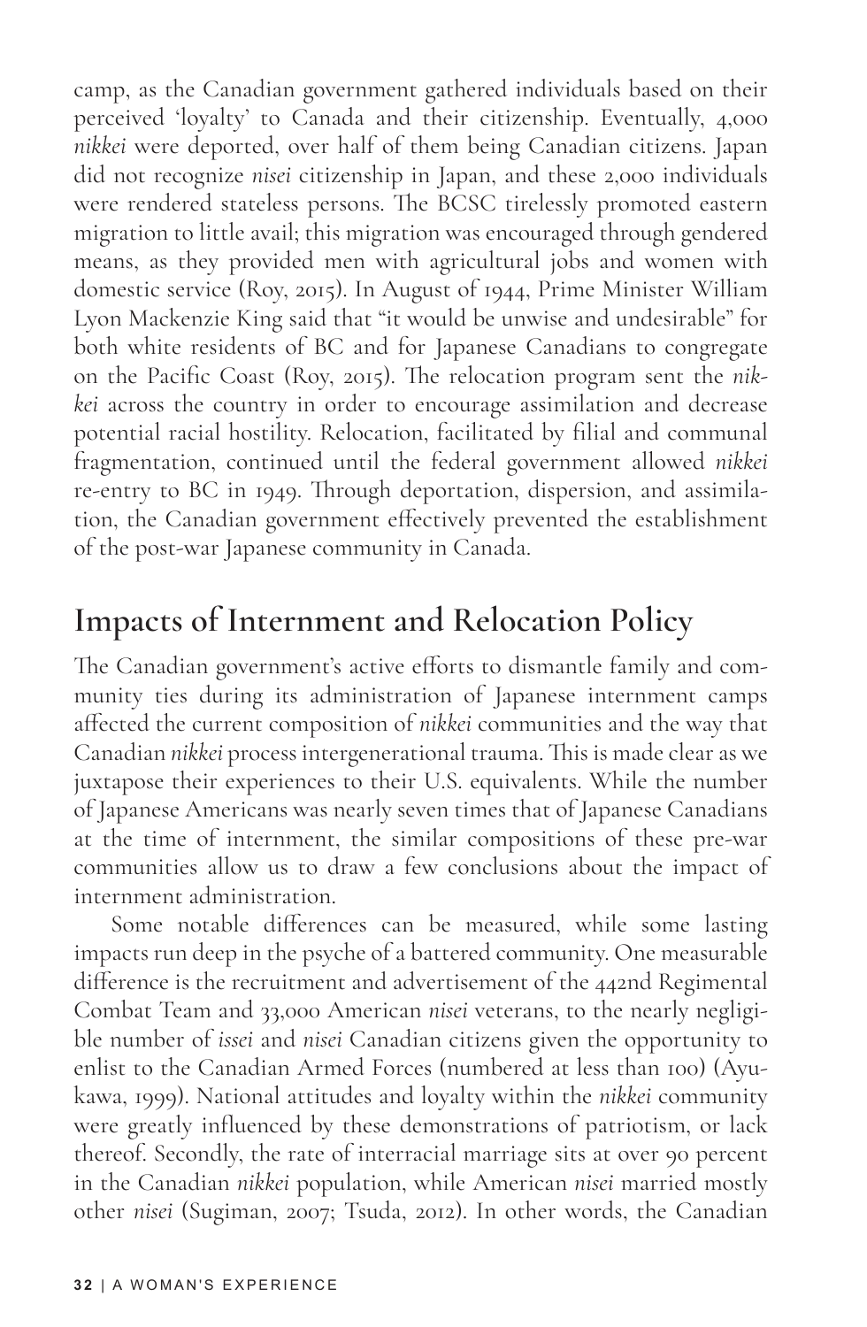camp, as the Canadian government gathered individuals based on their perceived 'loyalty' to Canada and their citizenship. Eventually, 4,000 *nikkei* were deported, over half of them being Canadian citizens. Japan did not recognize *nisei* citizenship in Japan, and these 2,000 individuals were rendered stateless persons. The BCSC tirelessly promoted eastern migration to little avail; this migration was encouraged through gendered means, as they provided men with agricultural jobs and women with domestic service (Roy, 2015). In August of 1944, Prime Minister William Lyon Mackenzie King said that "it would be unwise and undesirable" for both white residents of BC and for Japanese Canadians to congregate on the Pacific Coast (Roy, 2015). The relocation program sent the *nikkei* across the country in order to encourage assimilation and decrease potential racial hostility. Relocation, facilitated by filial and communal fragmentation, continued until the federal government allowed *nikkei* re-entry to BC in 1949. Through deportation, dispersion, and assimilation, the Canadian government effectively prevented the establishment of the post-war Japanese community in Canada.

## Impacts of Internment and Relocation Policy

The Canadian government's active efforts to dismantle family and community ties during its administration of Japanese internment camps affected the current composition of *nikkei* communities and the way that Canadian *nikkei* process intergenerational trauma. This is made clear as we juxtapose their experiences to their U.S. equivalents. While the number of Japanese Americans was nearly seven times that of Japanese Canadians at the time of internment, the similar compositions of these pre-war communities allow us to draw a few conclusions about the impact of internment administration.

Some notable differences can be measured, while some lasting impacts run deep in the psyche of a battered community. One measurable difference is the recruitment and advertisement of the 442nd Regimental Combat Team and 33,000 American *nisei* veterans, to the nearly negligible number of *issei* and *nisei* Canadian citizens given the opportunity to enlist to the Canadian Armed Forces (numbered at less than 100) (Ayukawa, 1999). National attitudes and loyalty within the *nikkei* community were greatly influenced by these demonstrations of patriotism, or lack thereof. Secondly, the rate of interracial marriage sits at over 90 percent in the Canadian *nikkei* population, while American *nisei* married mostly other *nisei* (Sugiman, 2007; Tsuda, 2012). In other words, the Canadian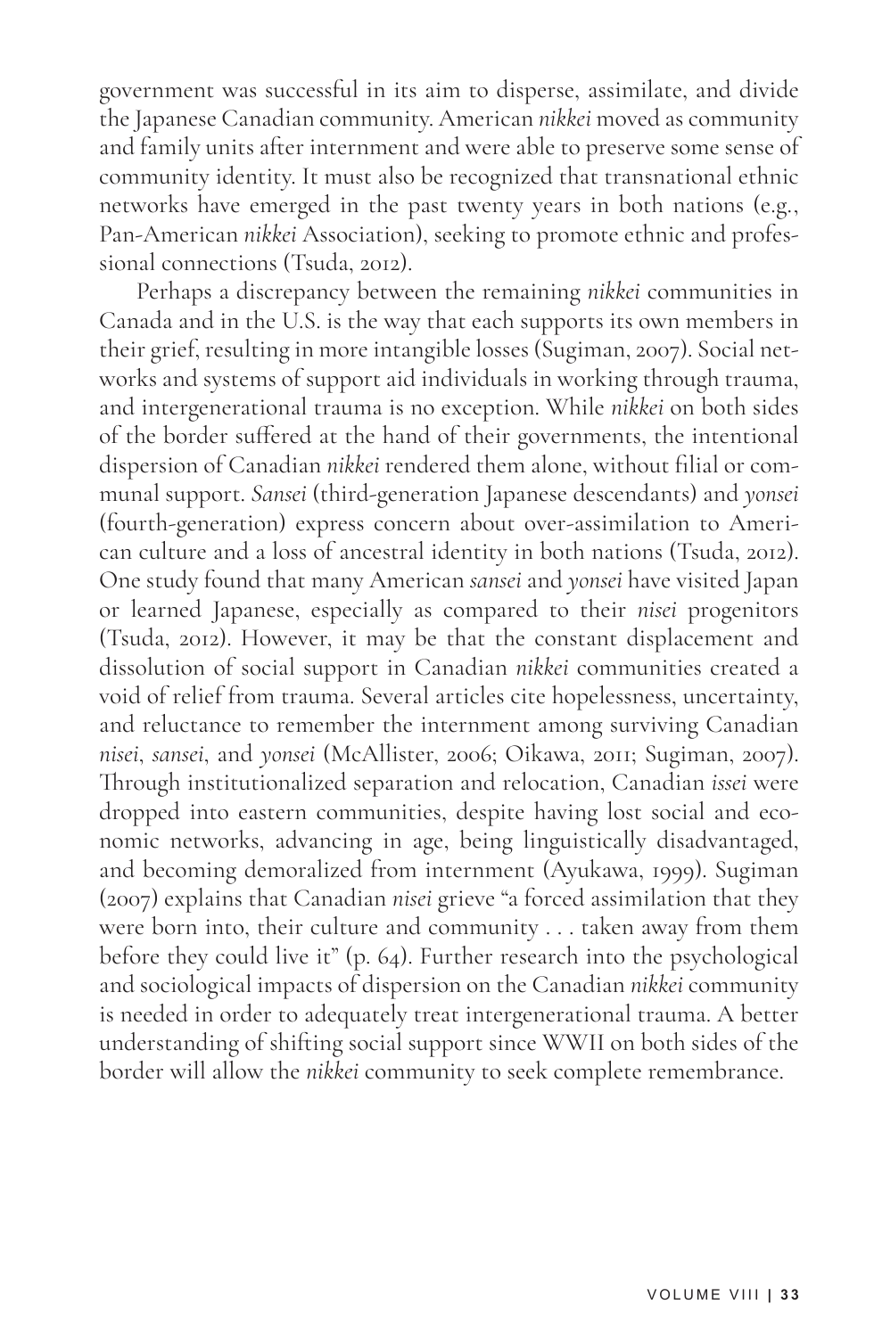government was successful in its aim to disperse, assimilate, and divide the Japanese Canadian community. American *nikkei* moved as community and family units after internment and were able to preserve some sense of community identity. It must also be recognized that transnational ethnic networks have emerged in the past twenty years in both nations (e.g., Pan-American *nikkei* Association), seeking to promote ethnic and professional connections (Tsuda, 2012).

Perhaps a discrepancy between the remaining *nikkei* communities in Canada and in the U.S. is the way that each supports its own members in their grief, resulting in more intangible losses (Sugiman, 2007). Social networks and systems of support aid individuals in working through trauma, and intergenerational trauma is no exception. While *nikkei* on both sides of the border suffered at the hand of their governments, the intentional dispersion of Canadian *nikkei* rendered them alone, without filial or communal support. *Sansei* (third-generation Japanese descendants) and *yonsei* (fourth-generation) express concern about over-assimilation to American culture and a loss of ancestral identity in both nations (Tsuda, 2012). One study found that many American *sansei* and *yonsei* have visited Japan or learned Japanese, especially as compared to their *nisei* progenitors (Tsuda, 2012). However, it may be that the constant displacement and dissolution of social support in Canadian *nikkei* communities created a void of relief from trauma. Several articles cite hopelessness, uncertainty, and reluctance to remember the internment among surviving Canadian *nisei*, *sansei*, and *yonsei* (McAllister, 2006; Oikawa, 2011; Sugiman, 2007). Through institutionalized separation and relocation, Canadian *issei* were dropped into eastern communities, despite having lost social and economic networks, advancing in age, being linguistically disadvantaged, and becoming demoralized from internment (Ayukawa, 1999). Sugiman (2007) explains that Canadian *nisei* grieve "a forced assimilation that they were born into, their culture and community . . . taken away from them before they could live it" (p. 64). Further research into the psychological and sociological impacts of dispersion on the Canadian *nikkei* community is needed in order to adequately treat intergenerational trauma. A better understanding of shifting social support since WWII on both sides of the border will allow the *nikkei* community to seek complete remembrance.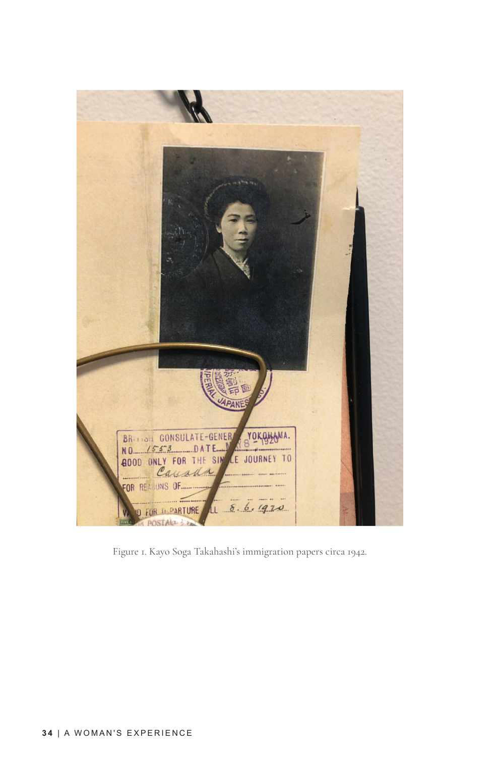Figure 1. Kayo Soga Takahashi's immigration papers circa 1942.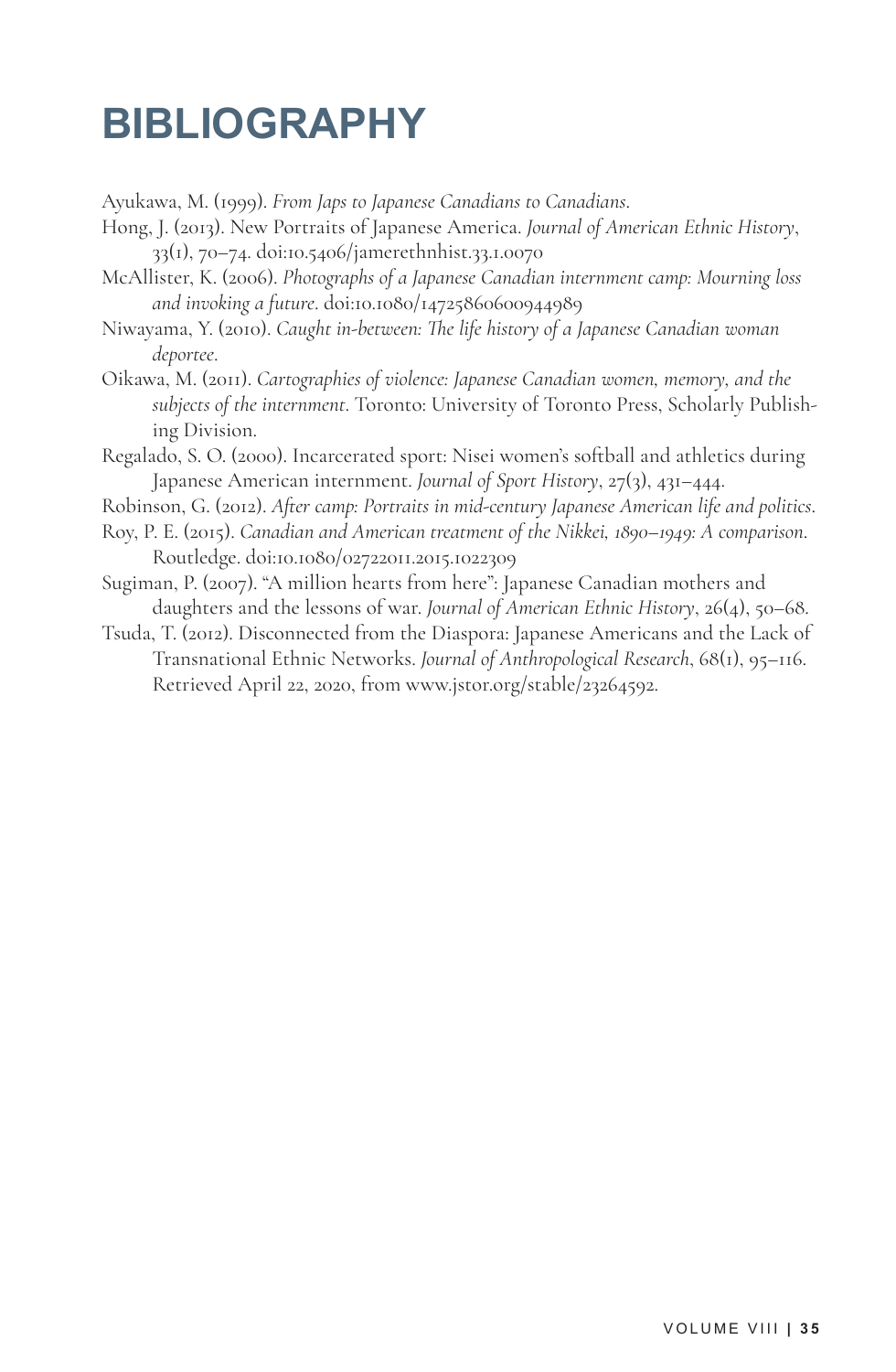# BIBLIOGRAPHY

Ayukawa, M. (1999). *From Japs to Japanese Canadians to Canadians*.

Hong, J. (2013). New Portraits of Japanese America. *Journal of American Ethnic History*, 33(1), 70–74. doi:10.5406/jamerethnhist.33.1.0070

McAllister, K. (2006). *Photographs of a Japanese Canadian internment camp: Mourning loss and invoking a future*. doi:10.1080/14725860600944989

Niwayama, Y. (2010). *Caught in-between: The life history of a Japanese Canadian woman deportee*.

Oikawa, M. (2011). *Cartographies of violence: Japanese Canadian women, memory, and the subjects of the internment*. Toronto: University of Toronto Press, Scholarly Publishing Division.

Regalado, S. O. (2000). Incarcerated sport: Nisei women's softball and athletics during Japanese American internment. *Journal of Sport History*, 27(3), 431–444.

Robinson, G. (2012). *After camp: Portraits in mid-century Japanese American life and politics*.

Roy, P. E. (2015). *Canadian and American treatment of the Nikkei, 1890–1949: A comparison*. Routledge. doi:10.1080/02722011.2015.1022309

Sugiman, P. (2007). "A million hearts from here": Japanese Canadian mothers and daughters and the lessons of war. *Journal of American Ethnic History*, 26(4), 50–68.

Tsuda, T. (2012). Disconnected from the Diaspora: Japanese Americans and the Lack of Transnational Ethnic Networks. *Journal of Anthropological Research*, 68(1), 95–116. Retrieved April 22, 2020, from www.jstor.org/stable/23264592.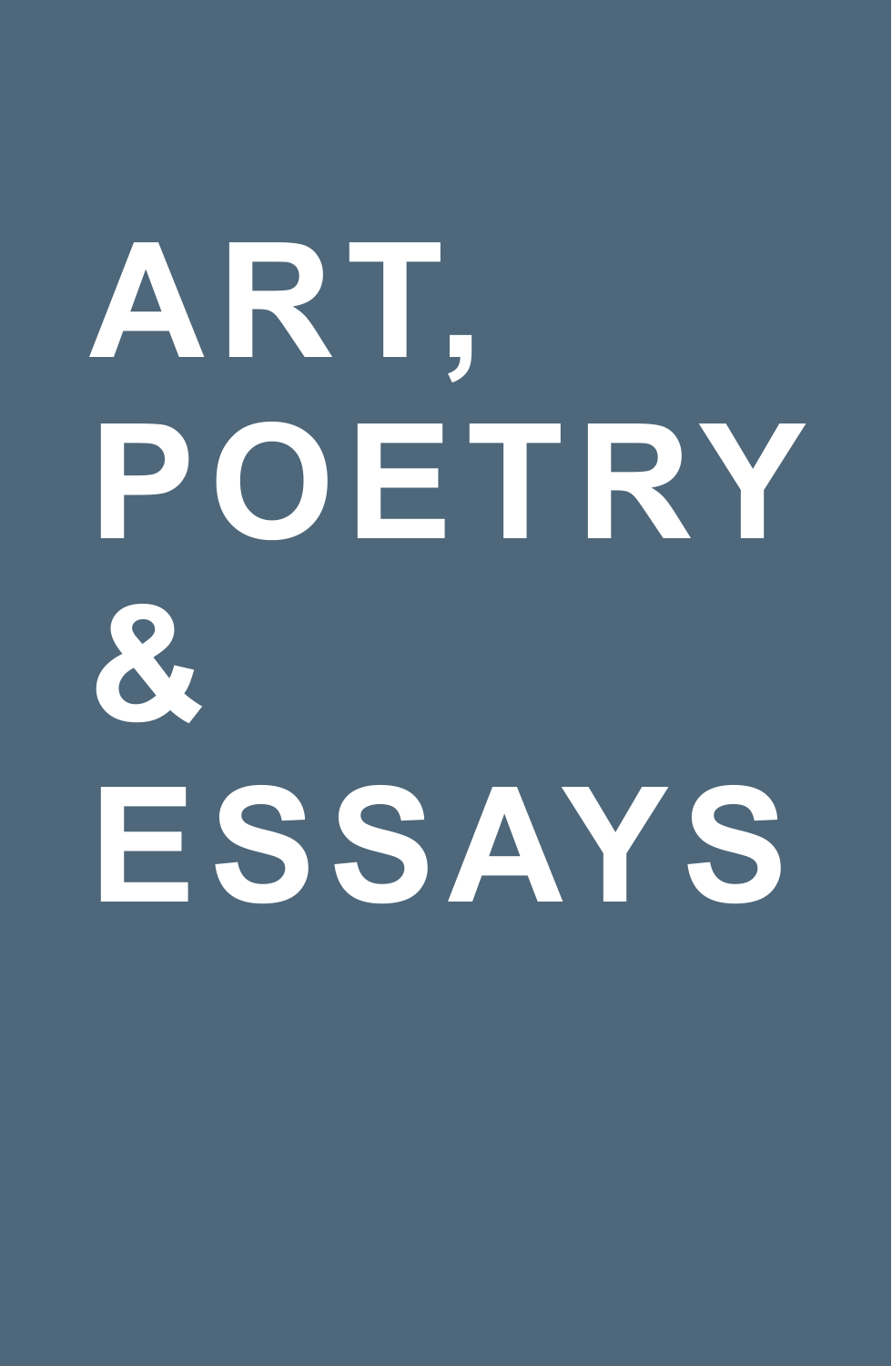# ART, POETRY & ESSAYS